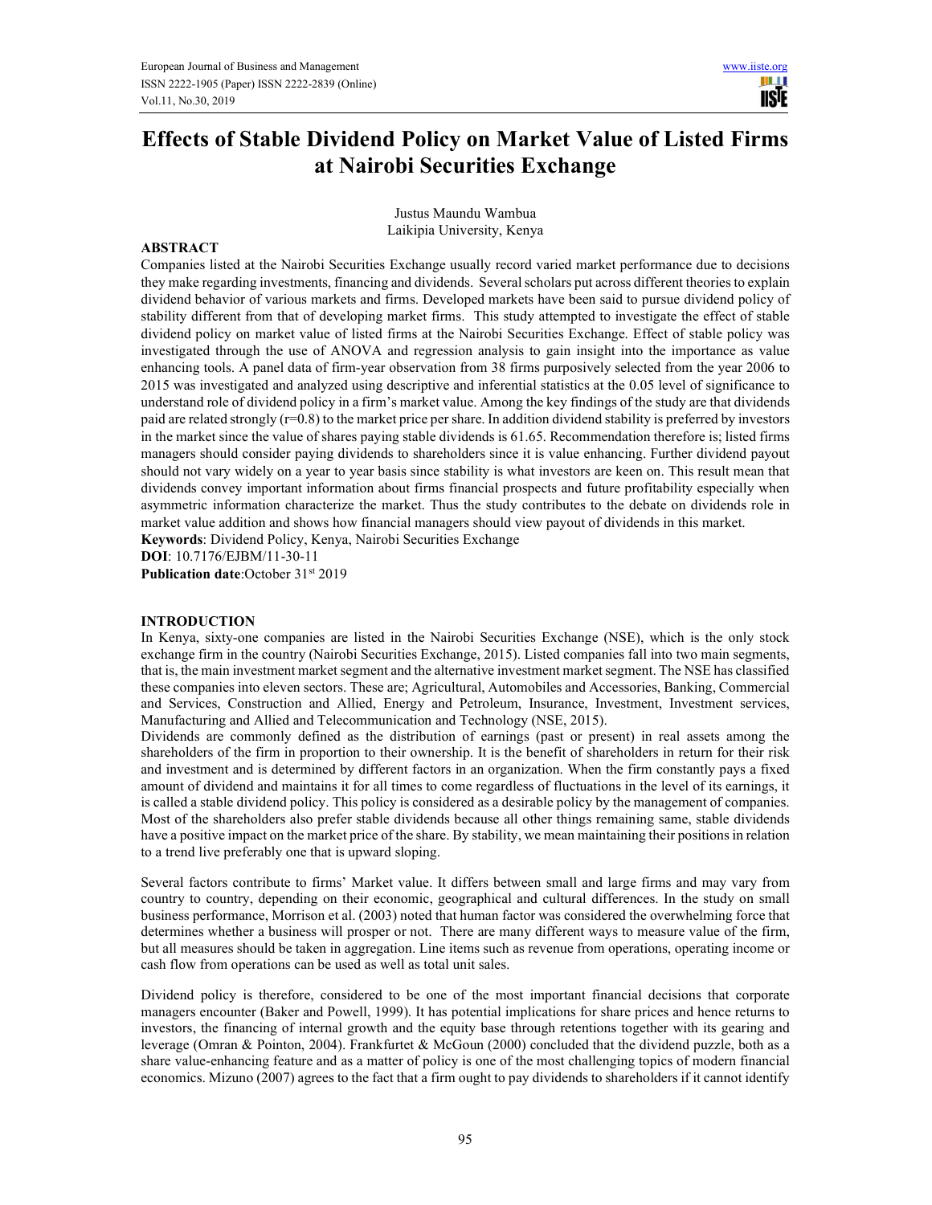# Effects of Stable Dividend Policy on Market Value of Listed Firms at Nairobi Securities Exchange

Justus Maundu Wambua
Laikipia University, Kenya

## ABSTRACT

Companies listed at the Nairobi Securities Exchange usually record varied market performance due to decisions they make regarding investments, financing and dividends. Several scholars put across different theories to explain dividend behavior of various markets and firms. Developed markets have been said to pursue dividend policy of stability different from that of developing market firms. This study attempted to investigate the effect of stable dividend policy on market value of listed firms at the Nairobi Securities Exchange. Effect of stable policy was investigated through the use of ANOVA and regression analysis to gain insight into the importance as value enhancing tools. A panel data of firm-year observation from 38 firms purposively selected from the year 2006 to 2015 was investigated and analyzed using descriptive and inferential statistics at the 0.05 level of significance to understand role of dividend policy in a firm's market value. Among the key findings of the study are that dividends paid are related strongly (r=0.8) to the market price per share. In addition dividend stability is preferred by investors in the market since the value of shares paying stable dividends is 61.65. Recommendation therefore is; listed firms managers should consider paying dividends to shareholders since it is value enhancing. Further dividend payout should not vary widely on a year to year basis since stability is what investors are keen on. This result mean that dividends convey important information about firms financial prospects and future profitability especially when asymmetric information characterize the market. Thus the study contributes to the debate on dividends role in market value addition and shows how financial managers should view payout of dividends in this market.

**Keywords**: Dividend Policy, Kenya, Nairobi Securities Exchange

**DOI**: 10.7176/EJBM/11-30-11

**Publication date**:October 31st 2019

## INTRODUCTION

In Kenya, sixty-one companies are listed in the Nairobi Securities Exchange (NSE), which is the only stock exchange firm in the country (Nairobi Securities Exchange, 2015). Listed companies fall into two main segments, that is, the main investment market segment and the alternative investment market segment. The NSE has classified these companies into eleven sectors. These are; Agricultural, Automobiles and Accessories, Banking, Commercial and Services, Construction and Allied, Energy and Petroleum, Insurance, Investment, Investment services, Manufacturing and Allied and Telecommunication and Technology (NSE, 2015).

Dividends are commonly defined as the distribution of earnings (past or present) in real assets among the shareholders of the firm in proportion to their ownership. It is the benefit of shareholders in return for their risk and investment and is determined by different factors in an organization. When the firm constantly pays a fixed amount of dividend and maintains it for all times to come regardless of fluctuations in the level of its earnings, it is called a stable dividend policy. This policy is considered as a desirable policy by the management of companies. Most of the shareholders also prefer stable dividends because all other things remaining same, stable dividends have a positive impact on the market price of the share. By stability, we mean maintaining their positions in relation to a trend live preferably one that is upward sloping.

Several factors contribute to firms' Market value. It differs between small and large firms and may vary from country to country, depending on their economic, geographical and cultural differences. In the study on small business performance, Morrison et al. (2003) noted that human factor was considered the overwhelming force that determines whether a business will prosper or not. There are many different ways to measure value of the firm, but all measures should be taken in aggregation. Line items such as revenue from operations, operating income or cash flow from operations can be used as well as total unit sales.

Dividend policy is therefore, considered to be one of the most important financial decisions that corporate managers encounter (Baker and Powell, 1999). It has potential implications for share prices and hence returns to investors, the financing of internal growth and the equity base through retentions together with its gearing and leverage (Omran & Pointon, 2004). Frankfurtet & McGoun (2000) concluded that the dividend puzzle, both as a share value-enhancing feature and as a matter of policy is one of the most challenging topics of modern financial economics. Mizuno (2007) agrees to the fact that a firm ought to pay dividends to shareholders if it cannot identify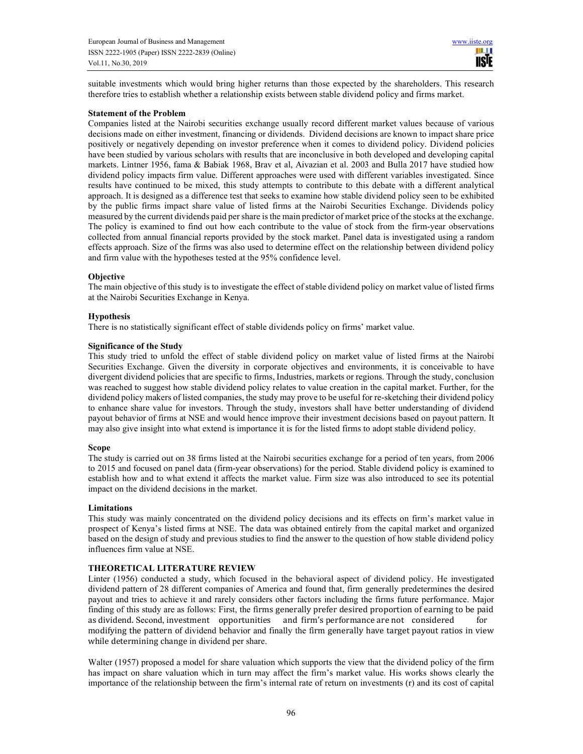suitable investments which would bring higher returns than those expected by the shareholders. This research therefore tries to establish whether a relationship exists between stable dividend policy and firms market.

**Statement of the Problem**

Companies listed at the Nairobi securities exchange usually record different market values because of various decisions made on either investment, financing or dividends. Dividend decisions are known to impact share price positively or negatively depending on investor preference when it comes to dividend policy. Dividend policies have been studied by various scholars with results that are inconclusive in both developed and developing capital markets. Lintner 1956, fama & Babiak 1968, Brav et al, Aivazian et al. 2003 and Bulla 2017 have studied how dividend policy impacts firm value. Different approaches were used with different variables investigated. Since results have continued to be mixed, this study attempts to contribute to this debate with a different analytical approach. It is designed as a difference test that seeks to examine how stable dividend policy seen to be exhibited by the public firms impact share value of listed firms at the Nairobi Securities Exchange. Dividends policy measured by the current dividends paid per share is the main predictor of market price of the stocks at the exchange. The policy is examined to find out how each contribute to the value of stock from the firm-year observations collected from annual financial reports provided by the stock market. Panel data is investigated using a random effects approach. Size of the firms was also used to determine effect on the relationship between dividend policy and firm value with the hypotheses tested at the 95% confidence level.

**Objective**

The main objective of this study is to investigate the effect of stable dividend policy on market value of listed firms at the Nairobi Securities Exchange in Kenya.

**Hypothesis**

There is no statistically significant effect of stable dividends policy on firms' market value.

**Significance of the Study**

This study tried to unfold the effect of stable dividend policy on market value of listed firms at the Nairobi Securities Exchange. Given the diversity in corporate objectives and environments, it is conceivable to have divergent dividend policies that are specific to firms, Industries, markets or regions. Through the study, conclusion was reached to suggest how stable dividend policy relates to value creation in the capital market. Further, for the dividend policy makers of listed companies, the study may prove to be useful for re-sketching their dividend policy to enhance share value for investors. Through the study, investors shall have better understanding of dividend payout behavior of firms at NSE and would hence improve their investment decisions based on payout pattern. It may also give insight into what extend is importance it is for the listed firms to adopt stable dividend policy.

**Scope**

The study is carried out on 38 firms listed at the Nairobi securities exchange for a period of ten years, from 2006 to 2015 and focused on panel data (firm-year observations) for the period. Stable dividend policy is examined to establish how and to what extend it affects the market value. Firm size was also introduced to see its potential impact on the dividend decisions in the market.

**Limitations**

This study was mainly concentrated on the dividend policy decisions and its effects on firm's market value in prospect of Kenya's listed firms at NSE. The data was obtained entirely from the capital market and organized based on the design of study and previous studies to find the answer to the question of how stable dividend policy influences firm value at NSE.

**THEORETICAL LITERATURE REVIEW**

Linter (1956) conducted a study, which focused in the behavioral aspect of dividend policy. He investigated dividend pattern of 28 different companies of America and found that, firm generally predetermines the desired payout and tries to achieve it and rarely considers other factors including the firms future performance. Major finding of this study are as follows: First, the firms generally prefer desired proportion of earning to be paid as dividend. Second, investment opportunities and firm's performance are not considered for modifying the pattern of dividend behavior and finally the firm generally have target payout ratios in view while determining change in dividend per share.

Walter (1957) proposed a model for share valuation which supports the view that the dividend policy of the firm has impact on share valuation which in turn may affect the firm's market value. His works shows clearly the importance of the relationship between the firm's internal rate of return on investments (r) and its cost of capital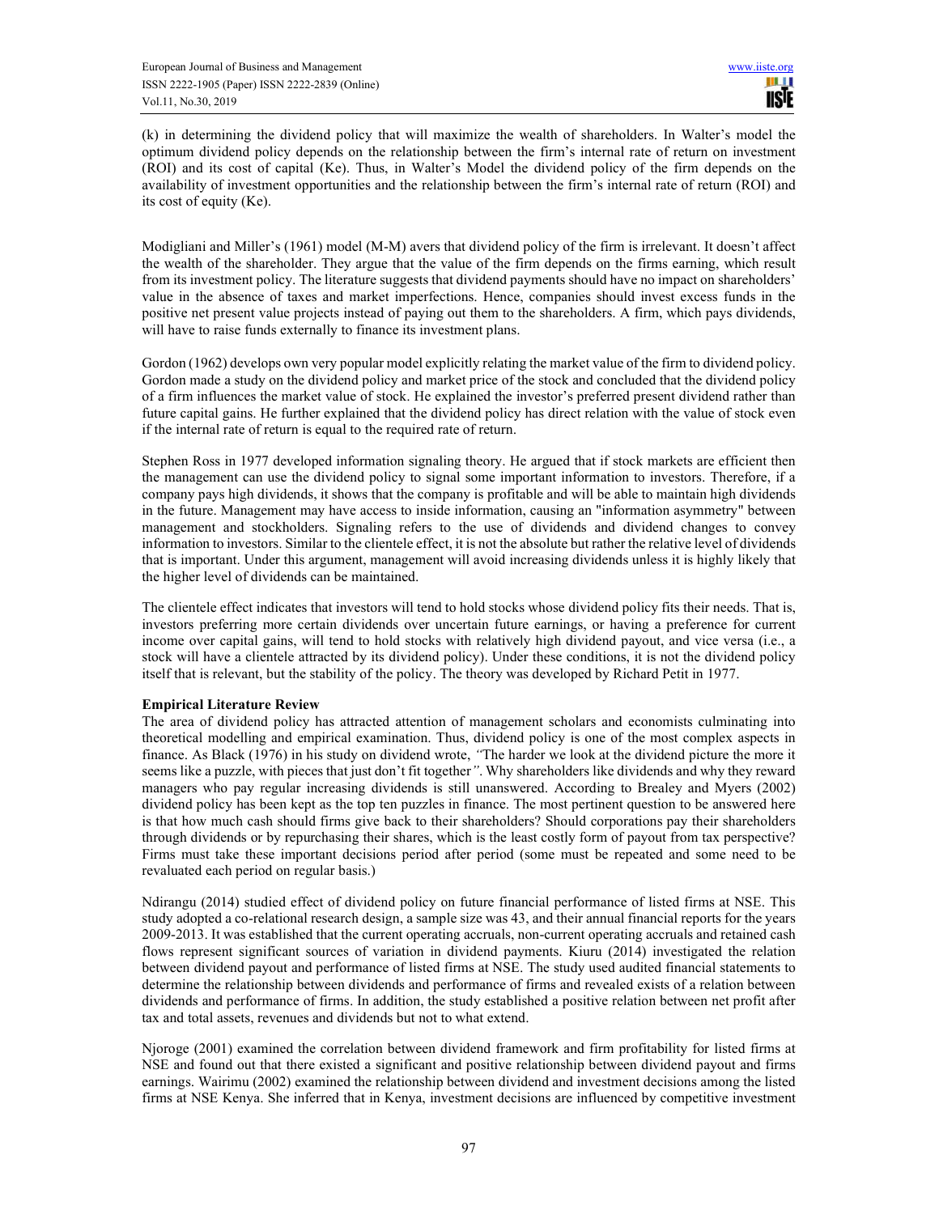(k) in determining the dividend policy that will maximize the wealth of shareholders. In Walter's model the optimum dividend policy depends on the relationship between the firm's internal rate of return on investment (ROI) and its cost of capital (Ke). Thus, in Walter's Model the dividend policy of the firm depends on the availability of investment opportunities and the relationship between the firm's internal rate of return (ROI) and its cost of equity (Ke).

Modigliani and Miller's (1961) model (M-M) avers that dividend policy of the firm is irrelevant. It doesn't affect the wealth of the shareholder. They argue that the value of the firm depends on the firms earning, which result from its investment policy. The literature suggests that dividend payments should have no impact on shareholders' value in the absence of taxes and market imperfections. Hence, companies should invest excess funds in the positive net present value projects instead of paying out them to the shareholders. A firm, which pays dividends, will have to raise funds externally to finance its investment plans.

Gordon (1962) develops own very popular model explicitly relating the market value of the firm to dividend policy. Gordon made a study on the dividend policy and market price of the stock and concluded that the dividend policy of a firm influences the market value of stock. He explained the investor's preferred present dividend rather than future capital gains. He further explained that the dividend policy has direct relation with the value of stock even if the internal rate of return is equal to the required rate of return.

Stephen Ross in 1977 developed information signaling theory. He argued that if stock markets are efficient then the management can use the dividend policy to signal some important information to investors. Therefore, if a company pays high dividends, it shows that the company is profitable and will be able to maintain high dividends in the future. Management may have access to inside information, causing an "information asymmetry" between management and stockholders. Signaling refers to the use of dividends and dividend changes to convey information to investors. Similar to the clientele effect, it is not the absolute but rather the relative level of dividends that is important. Under this argument, management will avoid increasing dividends unless it is highly likely that the higher level of dividends can be maintained.

The clientele effect indicates that investors will tend to hold stocks whose dividend policy fits their needs. That is, investors preferring more certain dividends over uncertain future earnings, or having a preference for current income over capital gains, will tend to hold stocks with relatively high dividend payout, and vice versa (i.e., a stock will have a clientele attracted by its dividend policy). Under these conditions, it is not the dividend policy itself that is relevant, but the stability of the policy. The theory was developed by Richard Petit in 1977.

**Empirical Literature Review**

The area of dividend policy has attracted attention of management scholars and economists culminating into theoretical modelling and empirical examination. Thus, dividend policy is one of the most complex aspects in finance. As Black (1976) in his study on dividend wrote, *"The harder we look at the dividend picture the more it seems like a puzzle, with pieces that just don't fit together"*. Why shareholders like dividends and why they reward managers who pay regular increasing dividends is still unanswered. According to Brealey and Myers (2002) dividend policy has been kept as the top ten puzzles in finance. The most pertinent question to be answered here is that how much cash should firms give back to their shareholders? Should corporations pay their shareholders through dividends or by repurchasing their shares, which is the least costly form of payout from tax perspective? Firms must take these important decisions period after period (some must be repeated and some need to be revaluated each period on regular basis.)

Ndirangu (2014) studied effect of dividend policy on future financial performance of listed firms at NSE. This study adopted a co-relational research design, a sample size was 43, and their annual financial reports for the years 2009-2013. It was established that the current operating accruals, non-current operating accruals and retained cash flows represent significant sources of variation in dividend payments. Kiuru (2014) investigated the relation between dividend payout and performance of listed firms at NSE. The study used audited financial statements to determine the relationship between dividends and performance of firms and revealed exists of a relation between dividends and performance of firms. In addition, the study established a positive relation between net profit after tax and total assets, revenues and dividends but not to what extend.

Njoroge (2001) examined the correlation between dividend framework and firm profitability for listed firms at NSE and found out that there existed a significant and positive relationship between dividend payout and firms earnings. Wairimu (2002) examined the relationship between dividend and investment decisions among the listed firms at NSE Kenya. She inferred that in Kenya, investment decisions are influenced by competitive investment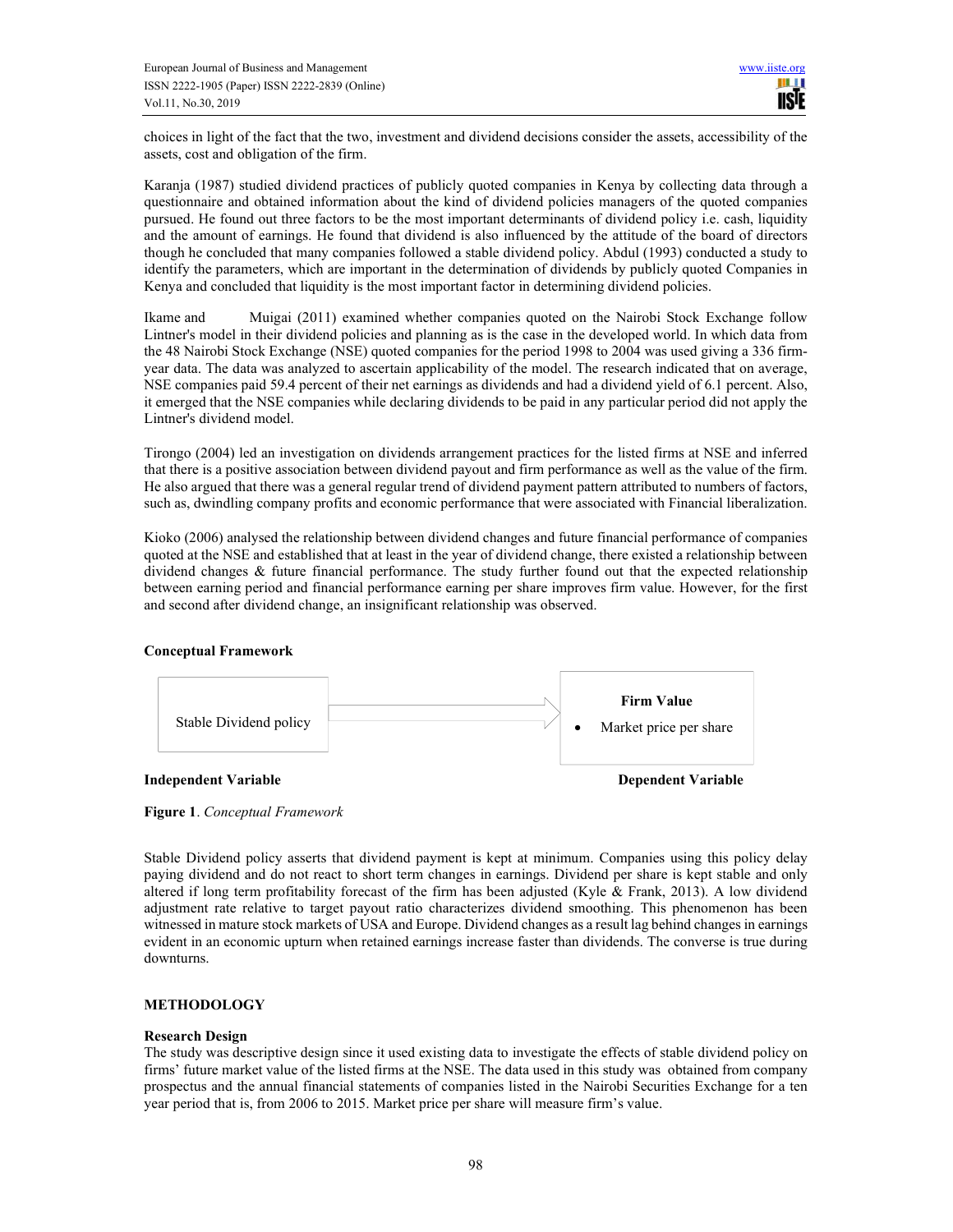choices in light of the fact that the two, investment and dividend decisions consider the assets, accessibility of the assets, cost and obligation of the firm.

Karanja (1987) studied dividend practices of publicly quoted companies in Kenya by collecting data through a questionnaire and obtained information about the kind of dividend policies managers of the quoted companies pursued. He found out three factors to be the most important determinants of dividend policy i.e. cash, liquidity and the amount of earnings. He found that dividend is also influenced by the attitude of the board of directors though he concluded that many companies followed a stable dividend policy. Abdul (1993) conducted a study to identify the parameters, which are important in the determination of dividends by publicly quoted Companies in Kenya and concluded that liquidity is the most important factor in determining dividend policies.

Ikame and Muigai (2011) examined whether companies quoted on the Nairobi Stock Exchange follow Lintner's model in their dividend policies and planning as is the case in the developed world. In which data from the 48 Nairobi Stock Exchange (NSE) quoted companies for the period 1998 to 2004 was used giving a 336 firm-year data. The data was analyzed to ascertain applicability of the model. The research indicated that on average, NSE companies paid 59.4 percent of their net earnings as dividends and had a dividend yield of 6.1 percent. Also, it emerged that the NSE companies while declaring dividends to be paid in any particular period did not apply the Lintner's dividend model.

Tirongo (2004) led an investigation on dividends arrangement practices for the listed firms at NSE and inferred that there is a positive association between dividend payout and firm performance as well as the value of the firm. He also argued that there was a general regular trend of dividend payment pattern attributed to numbers of factors, such as, dwindling company profits and economic performance that were associated with Financial liberalization.

Kioko (2006) analysed the relationship between dividend changes and future financial performance of companies quoted at the NSE and established that at least in the year of dividend change, there existed a relationship between dividend changes & future financial performance. The study further found out that the expected relationship between earning period and financial performance earning per share improves firm value. However, for the first and second after dividend change, an insignificant relationship was observed.

**Conceptual Framework**

Stable Dividend policy → **Firm Value**
- Market price per share

**Independent Variable** — **Dependent Variable**

**Figure 1**. *Conceptual Framework*

Stable Dividend policy asserts that dividend payment is kept at minimum. Companies using this policy delay paying dividend and do not react to short term changes in earnings. Dividend per share is kept stable and only altered if long term profitability forecast of the firm has been adjusted (Kyle & Frank, 2013). A low dividend adjustment rate relative to target payout ratio characterizes dividend smoothing. This phenomenon has been witnessed in mature stock markets of USA and Europe. Dividend changes as a result lag behind changes in earnings evident in an economic upturn when retained earnings increase faster than dividends. The converse is true during downturns.

## METHODOLOGY

### Research Design

The study was descriptive design since it used existing data to investigate the effects of stable dividend policy on firms' future market value of the listed firms at the NSE. The data used in this study was obtained from company prospectus and the annual financial statements of companies listed in the Nairobi Securities Exchange for a ten year period that is, from 2006 to 2015. Market price per share will measure firm's value.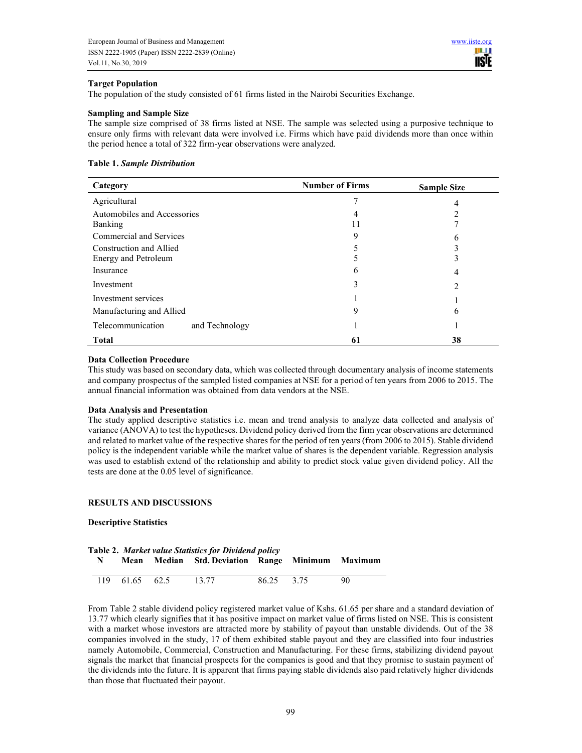**Target Population**

The population of the study consisted of 61 firms listed in the Nairobi Securities Exchange.

**Sampling and Sample Size**

The sample size comprised of 38 firms listed at NSE. The sample was selected using a purposive technique to ensure only firms with relevant data were involved i.e. Firms which have paid dividends more than once within the period hence a total of 322 firm-year observations were analyzed.

**Table 1.** ***Sample Distribution***

| Category | Number of Firms | Sample Size |
|---|---|---|
| Agricultural | 7 | 4 |
| Automobiles and Accessories | 4 | 2 |
| Banking | 11 | 7 |
| Commercial and Services | 9 | 6 |
| Construction and Allied | 5 | 3 |
| Energy and Petroleum | 5 | 3 |
| Insurance | 6 | 4 |
| Investment | 3 | 2 |
| Investment services | 1 | 1 |
| Manufacturing and Allied | 9 | 6 |
| Telecommunication and Technology | 1 | 1 |
| **Total** | **61** | **38** |

**Data Collection Procedure**

This study was based on secondary data, which was collected through documentary analysis of income statements and company prospectus of the sampled listed companies at NSE for a period of ten years from 2006 to 2015. The annual financial information was obtained from data vendors at the NSE.

**Data Analysis and Presentation**

The study applied descriptive statistics i.e. mean and trend analysis to analyze data collected and analysis of variance (ANOVA) to test the hypotheses. Dividend policy derived from the firm year observations are determined and related to market value of the respective shares for the period of ten years (from 2006 to 2015). Stable dividend policy is the independent variable while the market value of shares is the dependent variable. Regression analysis was used to establish extend of the relationship and ability to predict stock value given dividend policy. All the tests are done at the 0.05 level of significance.

**RESULTS AND DISCUSSIONS**

**Descriptive Statistics**

**Table 2.** ***Market value Statistics for Dividend policy***

| N | Mean | Median | Std. Deviation | Range | Minimum | Maximum |
|---|---|---|---|---|---|---|
| 119 | 61.65 | 62.5 | 13.77 | 86.25 | 3.75 | 90 |

From Table 2 stable dividend policy registered market value of Kshs. 61.65 per share and a standard deviation of 13.77 which clearly signifies that it has positive impact on market value of firms listed on NSE. This is consistent with a market whose investors are attracted more by stability of payout than unstable dividends. Out of the 38 companies involved in the study, 17 of them exhibited stable payout and they are classified into four industries namely Automobile, Commercial, Construction and Manufacturing. For these firms, stabilizing dividend payout signals the market that financial prospects for the companies is good and that they promise to sustain payment of the dividends into the future. It is apparent that firms paying stable dividends also paid relatively higher dividends than those that fluctuated their payout.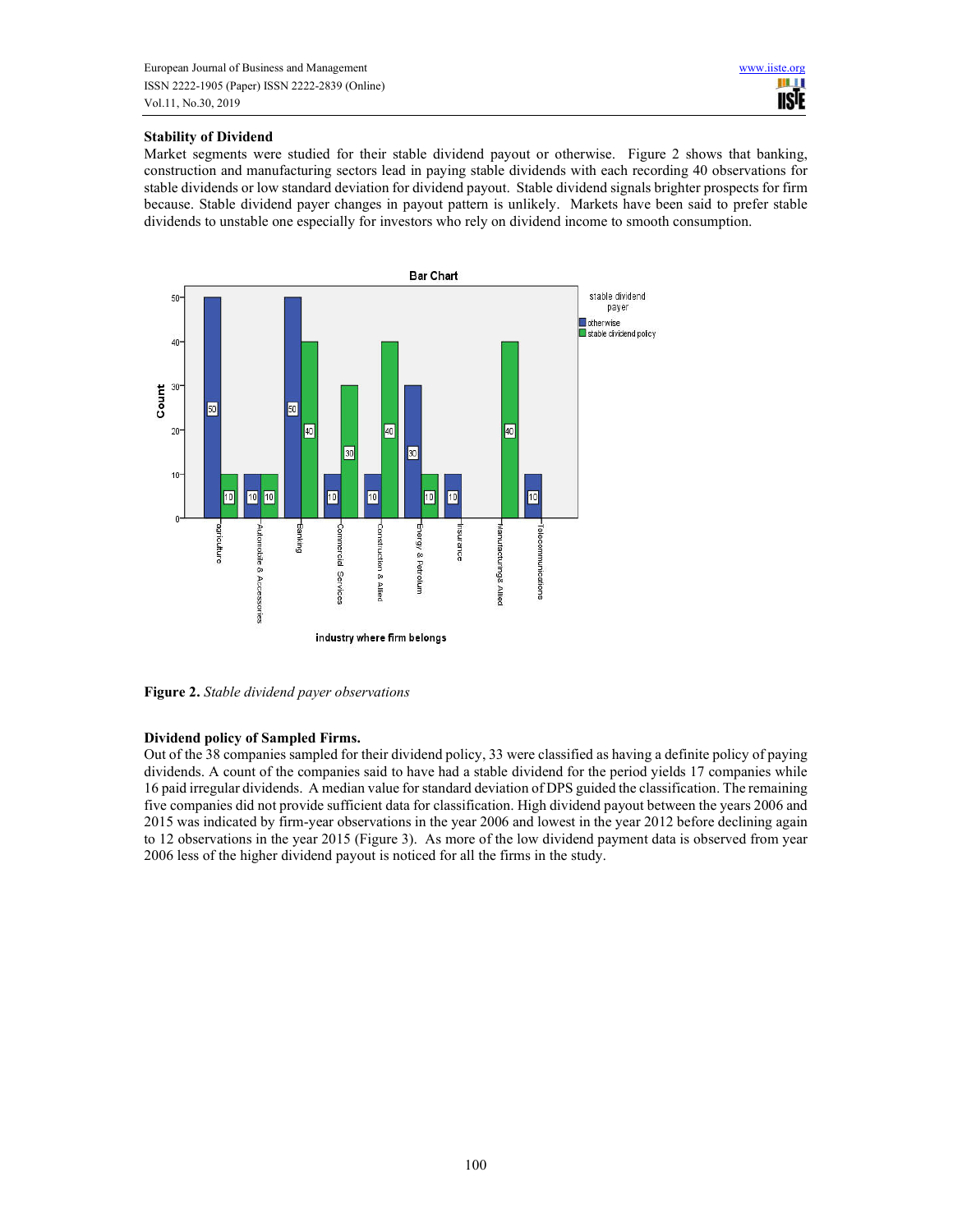**Stability of Dividend**

Market segments were studied for their stable dividend payout or otherwise. Figure 2 shows that banking, construction and manufacturing sectors lead in paying stable dividends with each recording 40 observations for stable dividends or low standard deviation for dividend payout. Stable dividend signals brighter prospects for firm because. Stable dividend payer changes in payout pattern is unlikely. Markets have been said to prefer stable dividends to unstable one especially for investors who rely on dividend income to smooth consumption.

**Figure 2.** *Stable dividend payer observations*

**Dividend policy of Sampled Firms.**

Out of the 38 companies sampled for their dividend policy, 33 were classified as having a definite policy of paying dividends. A count of the companies said to have had a stable dividend for the period yields 17 companies while 16 paid irregular dividends. A median value for standard deviation of DPS guided the classification. The remaining five companies did not provide sufficient data for classification. High dividend payout between the years 2006 and 2015 was indicated by firm-year observations in the year 2006 and lowest in the year 2012 before declining again to 12 observations in the year 2015 (Figure 3). As more of the low dividend payment data is observed from year 2006 less of the higher dividend payout is noticed for all the firms in the study.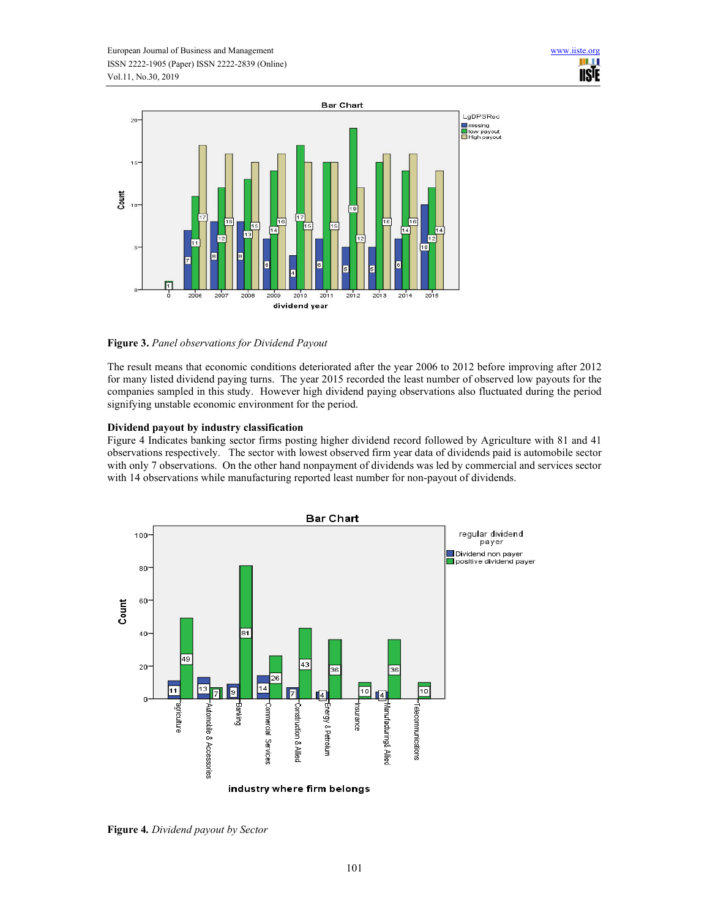**Figure 3.** *Panel observations for Dividend Payout*

The result means that economic conditions deteriorated after the year 2006 to 2012 before improving after 2012 for many listed dividend paying turns. The year 2015 recorded the least number of observed low payouts for the companies sampled in this study. However high dividend paying observations also fluctuated during the period signifying unstable economic environment for the period.

**Dividend payout by industry classification**

Figure 4 Indicates banking sector firms posting higher dividend record followed by Agriculture with 81 and 41 observations respectively. The sector with lowest observed firm year data of dividends paid is automobile sector with only 7 observations. On the other hand nonpayment of dividends was led by commercial and services sector with 14 observations while manufacturing reported least number for non-payout of dividends.

**Figure 4.** *Dividend payout by Sector*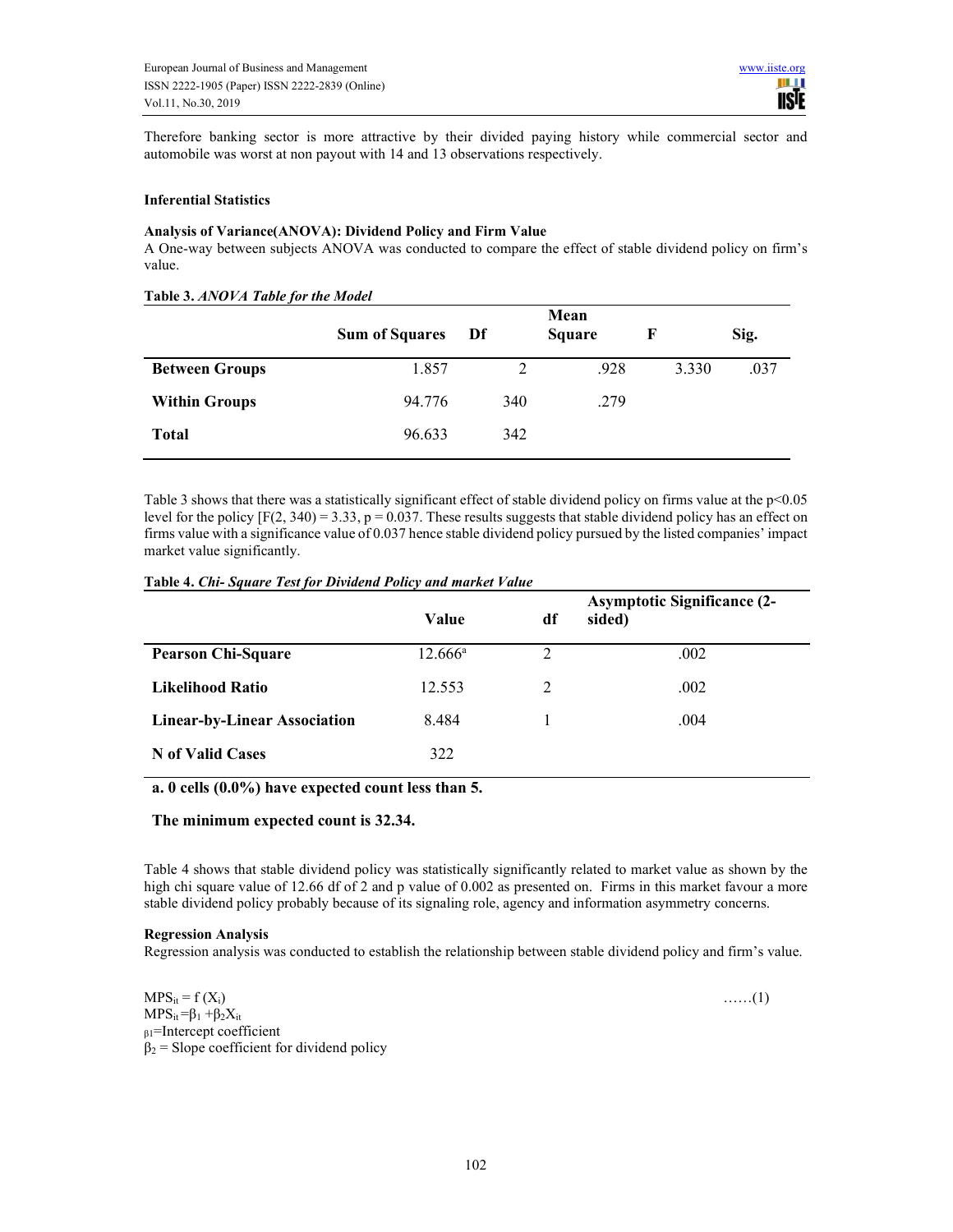Therefore banking sector is more attractive by their divided paying history while commercial sector and automobile was worst at non payout with 14 and 13 observations respectively.

### Inferential Statistics

**Analysis of Variance(ANOVA): Dividend Policy and Firm Value**

A One-way between subjects ANOVA was conducted to compare the effect of stable dividend policy on firm's value.

**Table 3.** *ANOVA Table for the Model*

| | Sum of Squares | Df | Mean Square | F | Sig. |
|---|---|---|---|---|---|
| **Between Groups** | 1.857 | 2 | .928 | 3.330 | .037 |
| **Within Groups** | 94.776 | 340 | .279 | | |
| **Total** | 96.633 | 342 | | | |

Table 3 shows that there was a statistically significant effect of stable dividend policy on firms value at the $p<0.05$ level for the policy [$F(2, 340) = 3.33$, $p = 0.037$. These results suggests that stable dividend policy has an effect on firms value with a significance value of 0.037 hence stable dividend policy pursued by the listed companies' impact market value significantly.

**Table 4.** ***Chi- Square Test for Dividend Policy and market Value***

| | Value | df | Asymptotic Significance (2-sided) |
|---|---|---|---|
| **Pearson Chi-Square** | 12.666[a] | 2 | .002 |
| **Likelihood Ratio** | 12.553 | 2 | .002 |
| **Linear-by-Linear Association** | 8.484 | 1 | .004 |
| **N of Valid Cases** | 322 | | |

**a. 0 cells (0.0%) have expected count less than 5.**

**The minimum expected count is 32.34.**

Table 4 shows that stable dividend policy was statistically significantly related to market value as shown by the high chi square value of 12.66 df of 2 and p value of 0.002 as presented on. Firms in this market favour a more stable dividend policy probably because of its signaling role, agency and information asymmetry concerns.

**Regression Analysis**

Regression analysis was conducted to establish the relationship between stable dividend policy and firm's value.

$MPS_{it} = f(X_i)$ ……(1)

$MPS_{it} = \beta_1 + \beta_2 X_{it}$

$\beta_1$=Intercept coefficient

$\beta_2$ = Slope coefficient for dividend policy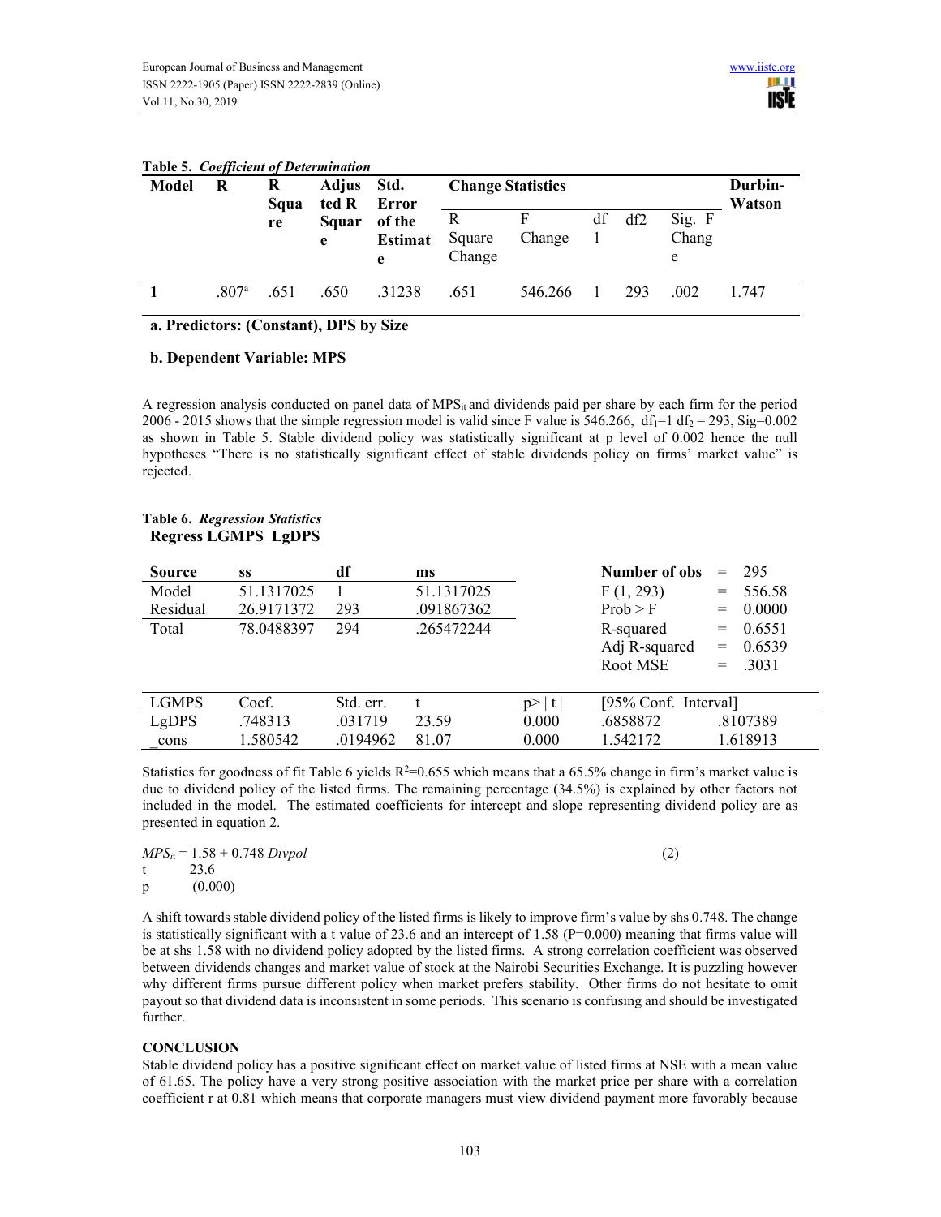**Table 5.** *Coefficient of Determination*

| Model | R | R Square | Adjusted R Square | Std. Error of the Estimate | Change Statistics | | | | | Durbin-Watson |
|---|---|---|---|---|---|---|---|---|---|---|
| | | | | | R Square Change | F Change | df1 | df2 | Sig. F Change | |
| **1** | .807[a] | .651 | .650 | .31238 | .651 | 546.266 | 1 | 293 | .002 | 1.747 |

**a. Predictors: (Constant), DPS by Size**

**b. Dependent Variable: MPS**

A regression analysis conducted on panel data of $MPS_{it}$ and dividends paid per share by each firm for the period 2006 - 2015 shows that the simple regression model is valid since F value is 546.266, $df_1=1$ $df_2 = 293$, Sig=0.002 as shown in Table 5. Stable dividend policy was statistically significant at p level of 0.002 hence the null hypotheses "There is no statistically significant effect of stable dividends policy on firms' market value" is rejected.

**Table 6.** *Regression Statistics*
**Regress LGMPS LgDPS**

| Source | ss | df | ms |
|---|---|---|---|
| Model | 51.1317025 | 1 | 51.1317025 |
| Residual | 26.9171372 | 293 | .091867362 |
| Total | 78.0488397 | 294 | .265472244 |

| | | |
|---|---|---|
| **Number of obs** | = | 295 |
| F (1, 293) | = | 556.58 |
| Prob > F | = | 0.0000 |
| R-squared | = | 0.6551 |
| Adj R-squared | = | 0.6539 |
| Root MSE | = | .3031 |

| LGMPS | Coef. | Std. err. | t | p>\|t\| | [95% Conf. | Interval] |
|---|---|---|---|---|---|---|
| LgDPS | .748313 | .031719 | 23.59 | 0.000 | .6858872 | .8107389 |
| _cons | 1.580542 | .0194962 | 81.07 | 0.000 | 1.542172 | 1.618913 |

Statistics for goodness of fit Table 6 yields $R^2$=0.655 which means that a 65.5% change in firm's market value is due to dividend policy of the listed firms. The remaining percentage (34.5%) is explained by other factors not included in the model. The estimated coefficients for intercept and slope representing dividend policy are as presented in equation 2.

$$MPS_{it} = 1.58 + 0.748\ Divpol \qquad (2)$$

t 23.6

p (0.000)

A shift towards stable dividend policy of the listed firms is likely to improve firm's value by shs 0.748. The change is statistically significant with a t value of 23.6 and an intercept of 1.58 (P=0.000) meaning that firms value will be at shs 1.58 with no dividend policy adopted by the listed firms. A strong correlation coefficient was observed between dividends changes and market value of stock at the Nairobi Securities Exchange. It is puzzling however why different firms pursue different policy when market prefers stability. Other firms do not hesitate to omit payout so that dividend data is inconsistent in some periods. This scenario is confusing and should be investigated further.

**CONCLUSION**

Stable dividend policy has a positive significant effect on market value of listed firms at NSE with a mean value of 61.65. The policy have a very strong positive association with the market price per share with a correlation coefficient r at 0.81 which means that corporate managers must view dividend payment more favorably because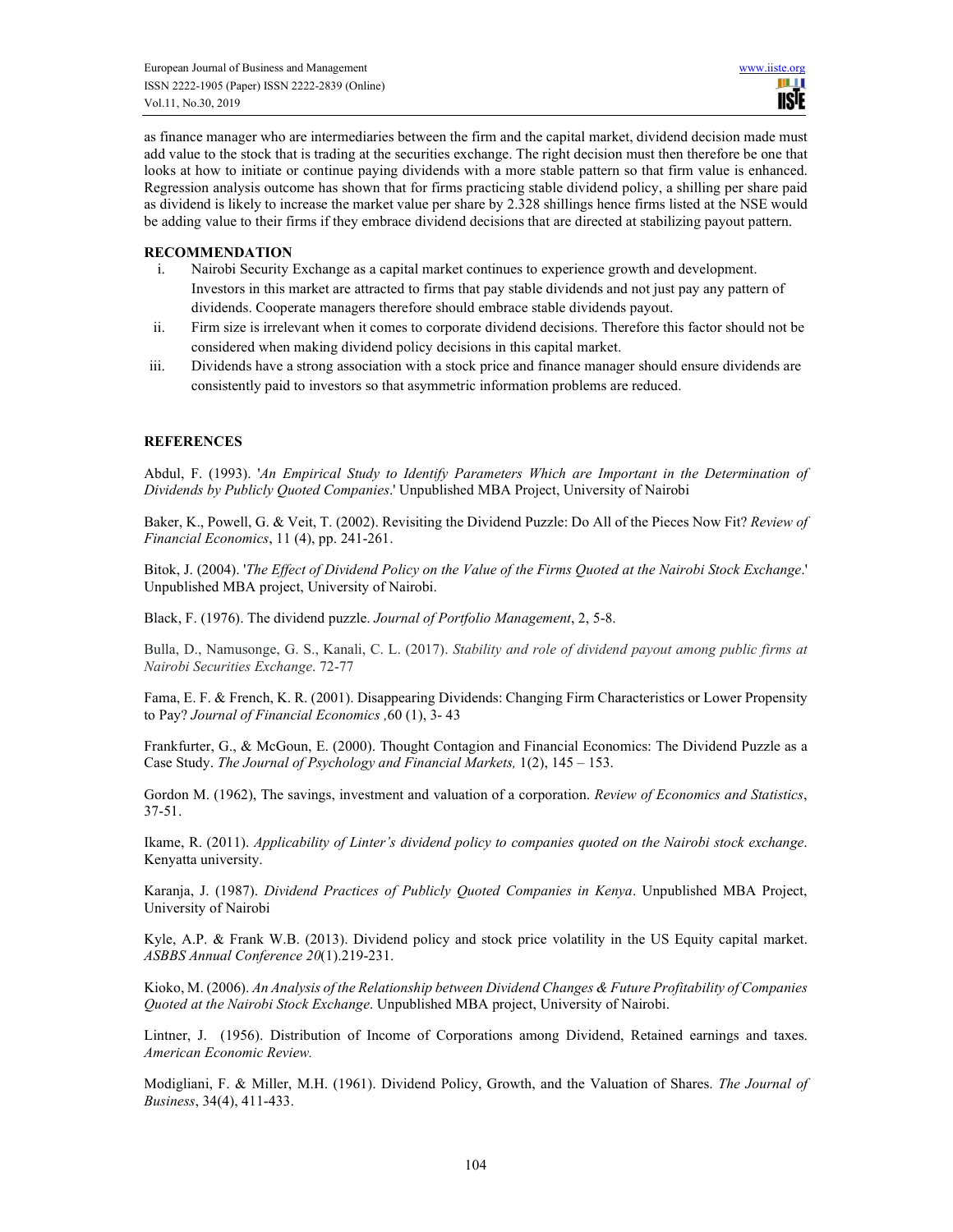as finance manager who are intermediaries between the firm and the capital market, dividend decision made must add value to the stock that is trading at the securities exchange. The right decision must then therefore be one that looks at how to initiate or continue paying dividends with a more stable pattern so that firm value is enhanced. Regression analysis outcome has shown that for firms practicing stable dividend policy, a shilling per share paid as dividend is likely to increase the market value per share by 2.328 shillings hence firms listed at the NSE would be adding value to their firms if they embrace dividend decisions that are directed at stabilizing payout pattern.

## RECOMMENDATION

i. Nairobi Security Exchange as a capital market continues to experience growth and development. Investors in this market are attracted to firms that pay stable dividends and not just pay any pattern of dividends. Cooperate managers therefore should embrace stable dividends payout.

ii. Firm size is irrelevant when it comes to corporate dividend decisions. Therefore this factor should not be considered when making dividend policy decisions in this capital market.

iii. Dividends have a strong association with a stock price and finance manager should ensure dividends are consistently paid to investors so that asymmetric information problems are reduced.

## REFERENCES

Abdul, F. (1993). '*An Empirical Study to Identify Parameters Which are Important in the Determination of Dividends by Publicly Quoted Companies*.' Unpublished MBA Project, University of Nairobi

Baker, K., Powell, G. & Veit, T. (2002). Revisiting the Dividend Puzzle: Do All of the Pieces Now Fit? *Review of Financial Economics*, 11 (4), pp. 241-261.

Bitok, J. (2004). '*The Effect of Dividend Policy on the Value of the Firms Quoted at the Nairobi Stock Exchange*.' Unpublished MBA project, University of Nairobi.

Black, F. (1976). The dividend puzzle. *Journal of Portfolio Management*, 2, 5-8.

Bulla, D., Namusonge, G. S., Kanali, C. L. (2017). *Stability and role of dividend payout among public firms at Nairobi Securities Exchange*. 72-77

Fama, E. F. & French, K. R. (2001). Disappearing Dividends: Changing Firm Characteristics or Lower Propensity to Pay? *Journal of Financial Economics ,*60 (1), 3- 43

Frankfurter, G., & McGoun, E. (2000). Thought Contagion and Financial Economics: The Dividend Puzzle as a Case Study. *The Journal of Psychology and Financial Markets,* 1(2), 145 – 153.

Gordon M. (1962), The savings, investment and valuation of a corporation. *Review of Economics and Statistics*, 37-51.

Ikame, R. (2011). *Applicability of Linter's dividend policy to companies quoted on the Nairobi stock exchange*. Kenyatta university.

Karanja, J. (1987). *Dividend Practices of Publicly Quoted Companies in Kenya*. Unpublished MBA Project, University of Nairobi

Kyle, A.P. & Frank W.B. (2013). Dividend policy and stock price volatility in the US Equity capital market. *ASBBS Annual Conference 20*(1).219-231.

Kioko, M. (2006). *An Analysis of the Relationship between Dividend Changes & Future Profitability of Companies Quoted at the Nairobi Stock Exchange*. Unpublished MBA project, University of Nairobi.

Lintner, J. (1956). Distribution of Income of Corporations among Dividend, Retained earnings and taxes. *American Economic Review.*

Modigliani, F. & Miller, M.H. (1961). Dividend Policy, Growth, and the Valuation of Shares. *The Journal of Business*, 34(4), 411-433.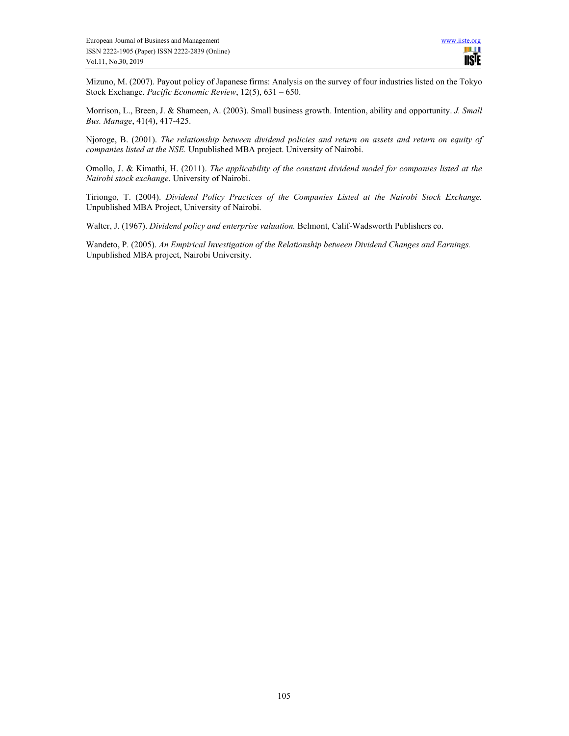Mizuno, M. (2007). Payout policy of Japanese firms: Analysis on the survey of four industries listed on the Tokyo Stock Exchange. *Pacific Economic Review*, 12(5), 631 – 650.

Morrison, L., Breen, J. & Shameen, A. (2003). Small business growth. Intention, ability and opportunity. *J. Small Bus. Manage*, 41(4), 417-425.

Njoroge, B. (2001). *The relationship between dividend policies and return on assets and return on equity of companies listed at the NSE.* Unpublished MBA project. University of Nairobi.

Omollo, J. & Kimathi, H. (2011). *The applicability of the constant dividend model for companies listed at the Nairobi stock exchange*. University of Nairobi.

Tiriongo, T. (2004). *Dividend Policy Practices of the Companies Listed at the Nairobi Stock Exchange.* Unpublished MBA Project, University of Nairobi.

Walter, J. (1967). *Dividend policy and enterprise valuation.* Belmont, Calif-Wadsworth Publishers co.

Wandeto, P. (2005). *An Empirical Investigation of the Relationship between Dividend Changes and Earnings.* Unpublished MBA project, Nairobi University.